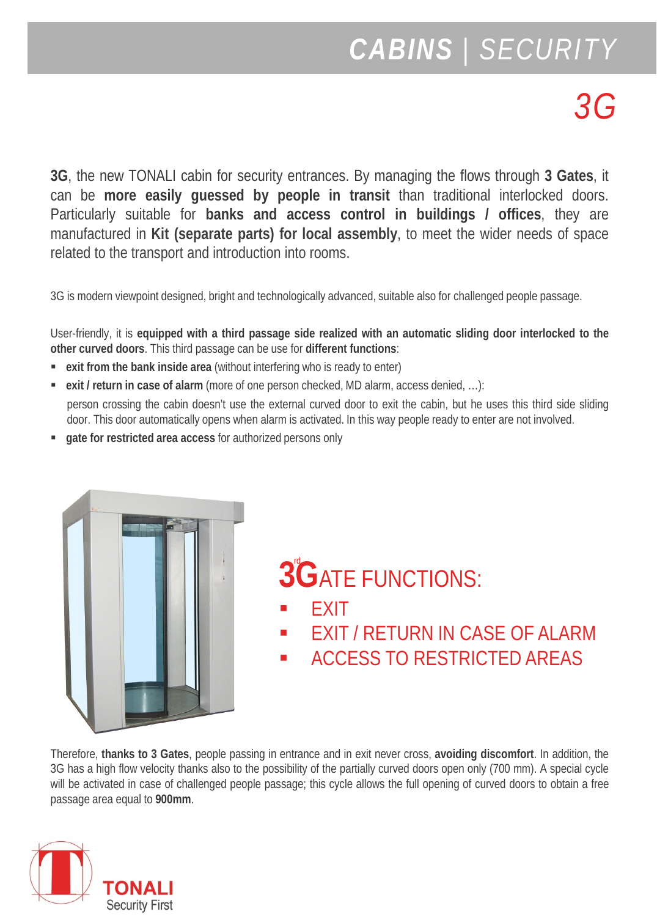# CABINS | SECURITY

## 3G

**3G**, the new TONALI cabin for security entrances. By managing the flows through **3 Gates**, it can be **more easily guessed by people in transit** than traditional interlocked doors. Particularly suitable for **banks and access control in buildings / offices**, they are manufactured in **Kit (separate parts) for local assembly**, to meet the wider needs of space related to the transport and introduction into rooms.

3G is modern viewpoint designed, bright and technologically advanced, suitable also for challenged people passage.

User-friendly, it is **equipped with a third passage side realized with an automatic sliding door interlocked to the other curved doors**. This third passage can be use for **different functions**:

- **exit from the bank inside area** (without interfering who is ready to enter)
- **exit / return in case of alarm** (more of one person checked, MD alarm, access denied, …):

  person crossing the cabin doesn't use the external curved door to exit the cabin, but he uses this third side sliding door. This door automatically opens when alarm is activated. In this way people ready to enter are not involved.
- **gate for restricted area access** for authorized persons only

### 3rd GATE FUNCTIONS:

- EXIT
- EXIT / RETURN IN CASE OF ALARM
- ACCESS TO RESTRICTED AREAS

Therefore, **thanks to 3 Gates**, people passing in entrance and in exit never cross, **avoiding discomfort**. In addition, the 3G has a high flow velocity thanks also to the possibility of the partially curved doors open only (700 mm). A special cycle will be activated in case of challenged people passage; this cycle allows the full opening of curved doors to obtain a free passage area equal to **900mm**.

TONALI
Security First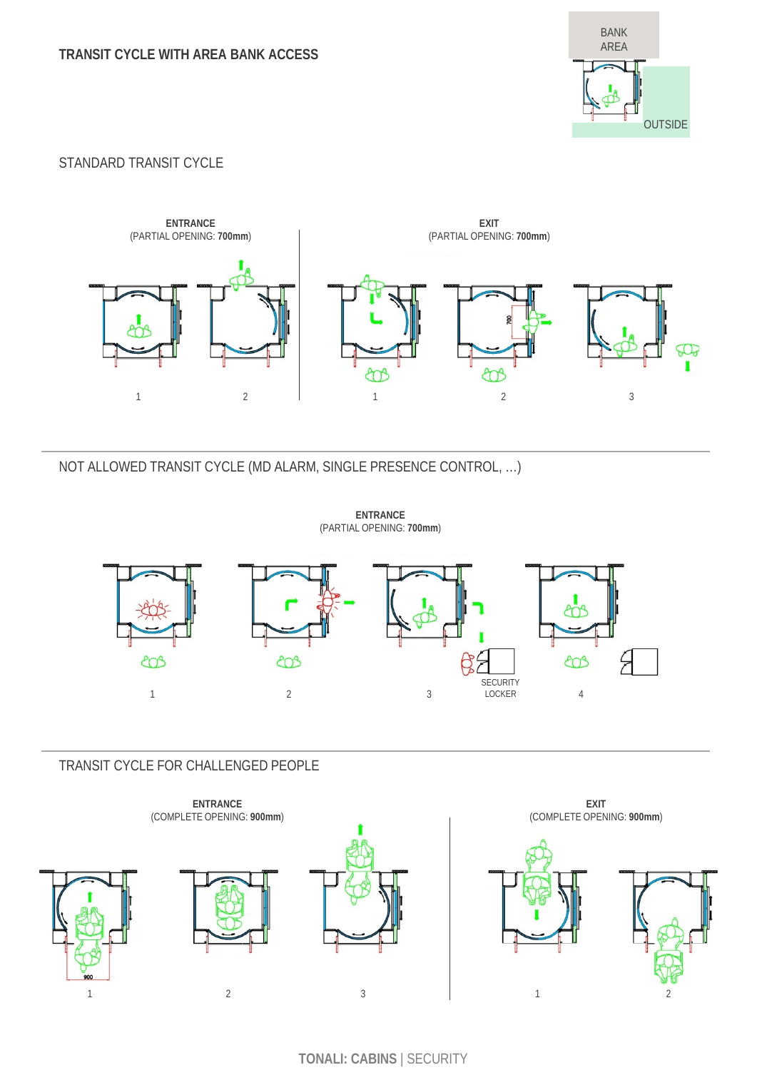## TRANSIT CYCLE WITH AREA BANK ACCESS

BANK AREA

OUTSIDE

### STANDARD TRANSIT CYCLE

**ENTRANCE**
(PARTIAL OPENING: **700mm**)

1

2

**EXIT**
(PARTIAL OPENING: **700mm**)

1

2

3

### NOT ALLOWED TRANSIT CYCLE (MD ALARM, SINGLE PRESENCE CONTROL, ...)

**ENTRANCE**
(PARTIAL OPENING: **700mm**)

1

2

3

SECURITY LOCKER

4

### TRANSIT CYCLE FOR CHALLENGED PEOPLE

**ENTRANCE**
(COMPLETE OPENING: **900mm**)

1

2

3

**EXIT**
(COMPLETE OPENING: **900mm**)

1

2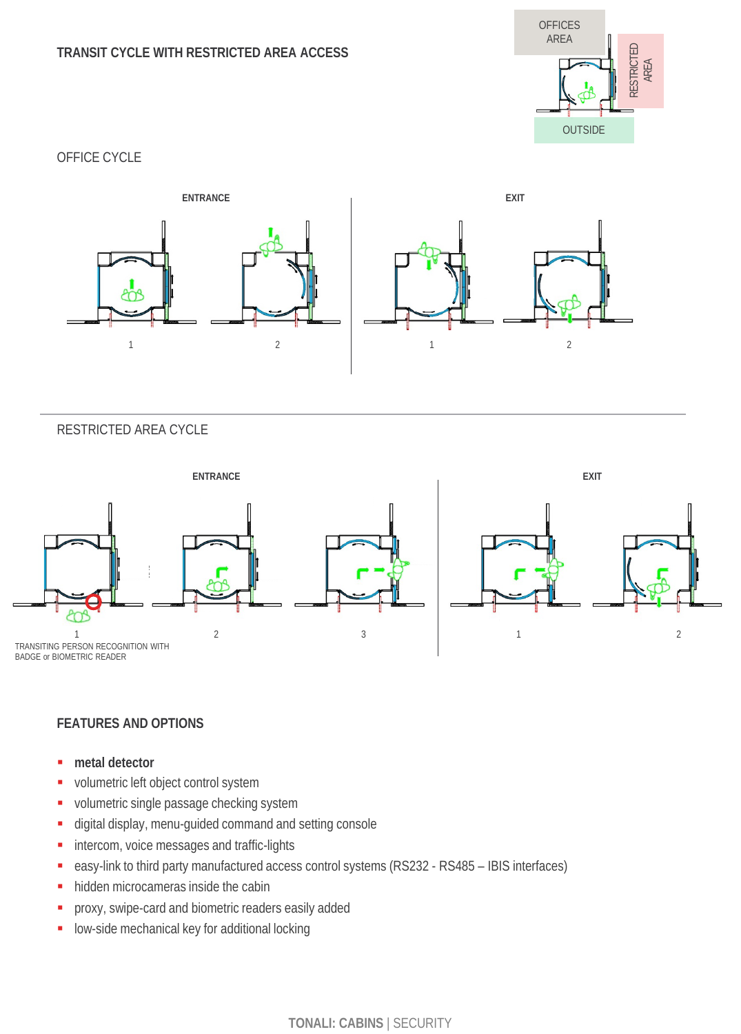## TRANSIT CYCLE WITH RESTRICTED AREA ACCESS

OFFICES AREA

RESTRICTED AREA

OUTSIDE

### OFFICE CYCLE

ENTRANCE

1

2

EXIT

1

2

### RESTRICTED AREA CYCLE

ENTRANCE

1

TRANSITING PERSON RECOGNITION WITH BADGE or BIOMETRIC READER

2

3

EXIT

1

2

## FEATURES AND OPTIONS

- **metal detector**
- volumetric left object control system
- volumetric single passage checking system
- digital display, menu-guided command and setting console
- intercom, voice messages and traffic-lights
- easy-link to third party manufactured access control systems (RS232 - RS485 – IBIS interfaces)
- hidden microcameras inside the cabin
- proxy, swipe-card and biometric readers easily added
- low-side mechanical key for additional locking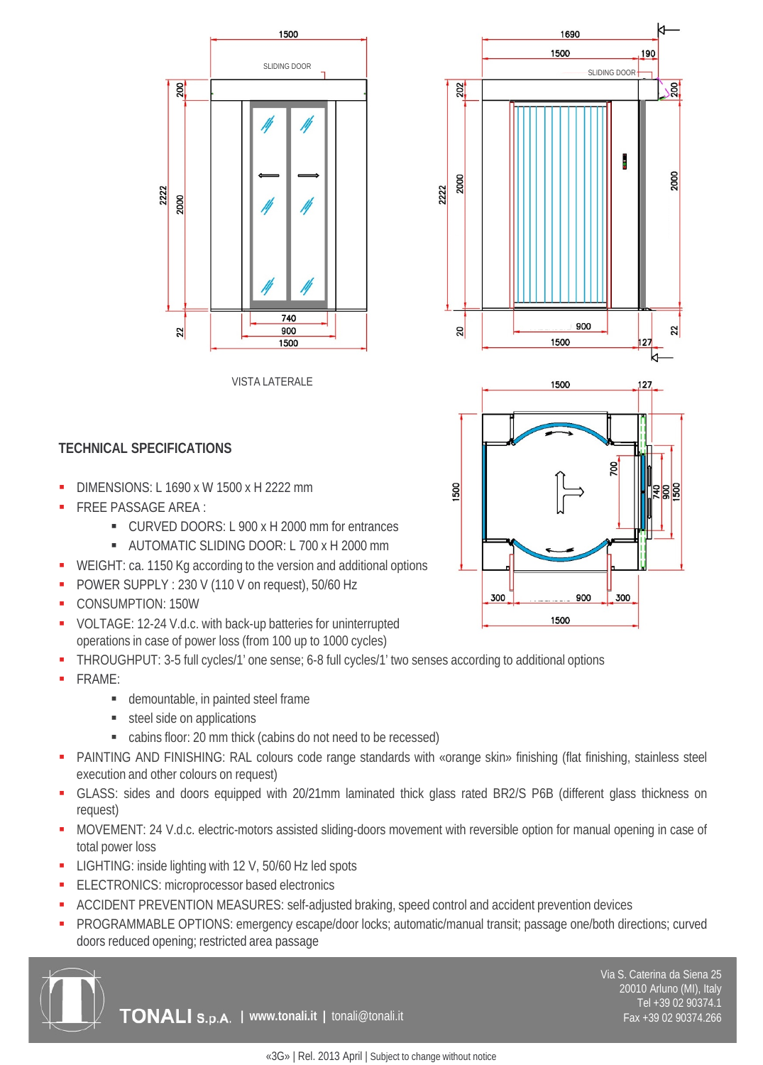1500

SLIDING DOOR

200

2222

2000

22

740

900

1500

1690

1500

190

SLIDING DOOR

202

2222

2000

20

900

1500

127

200

2000

22

VISTA LATERALE

1500

127

1500

700

740

900

1500

300

900

300

1500

## TECHNICAL SPECIFICATIONS

- DIMENSIONS: L 1690 x W 1500 x H 2222 mm
- FREE PASSAGE AREA :
  - CURVED DOORS: L 900 x H 2000 mm for entrances
  - AUTOMATIC SLIDING DOOR: L 700 x H 2000 mm
- WEIGHT: ca. 1150 Kg according to the version and additional options
- POWER SUPPLY : 230 V (110 V on request), 50/60 Hz
- CONSUMPTION: 150W
- VOLTAGE: 12-24 V.d.c. with back-up batteries for uninterrupted operations in case of power loss (from 100 up to 1000 cycles)
- THROUGHPUT: 3-5 full cycles/1' one sense; 6-8 full cycles/1' two senses according to additional options
- FRAME:
  - demountable, in painted steel frame
  - steel side on applications
  - cabins floor: 20 mm thick (cabins do not need to be recessed)
- PAINTING AND FINISHING: RAL colours code range standards with «orange skin» finishing (flat finishing, stainless steel execution and other colours on request)
- GLASS: sides and doors equipped with 20/21mm laminated thick glass rated BR2/S P6B (different glass thickness on request)
- MOVEMENT: 24 V.d.c. electric-motors assisted sliding-doors movement with reversible option for manual opening in case of total power loss
- LIGHTING: inside lighting with 12 V, 50/60 Hz led spots
- ELECTRONICS: microprocessor based electronics
- ACCIDENT PREVENTION MEASURES: self-adjusted braking, speed control and accident prevention devices
- PROGRAMMABLE OPTIONS: emergency escape/door locks; automatic/manual transit; passage one/both directions; curved doors reduced opening; restricted area passage

**TONALI S.p.A.** | **www.tonali.it** | tonali@tonali.it

Via S. Caterina da Siena 25
20010 Arluno (MI), Italy
Tel +39 02 90374.1
Fax +39 02 90374.266

«3G» | Rel. 2013 April | Subject to change without notice